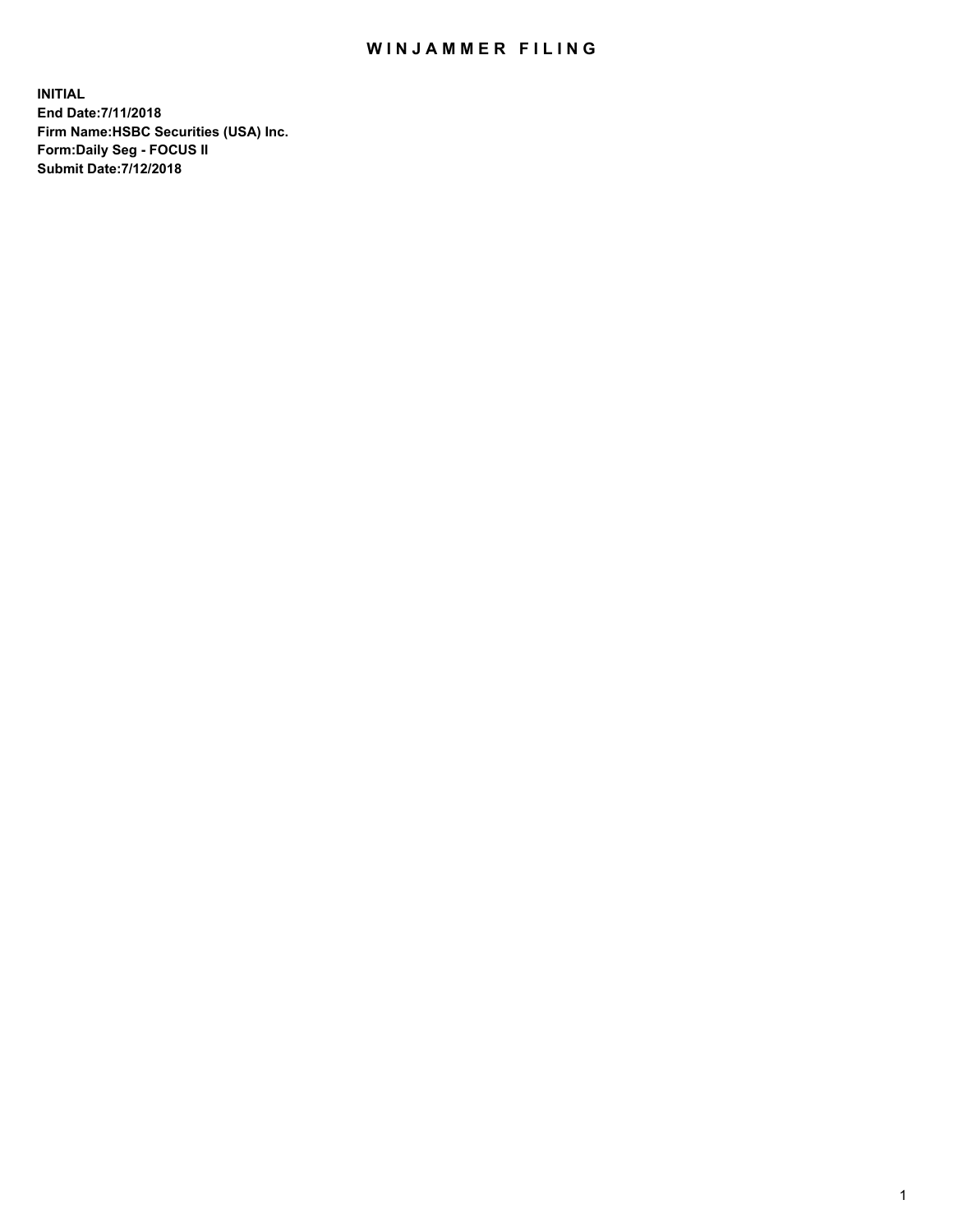# WINJAMMER FILING

**INITIAL**
**End Date:7/11/2018**
**Firm Name:HSBC Securities (USA) Inc.**
**Form:Daily Seg - FOCUS II**
**Submit Date:7/12/2018**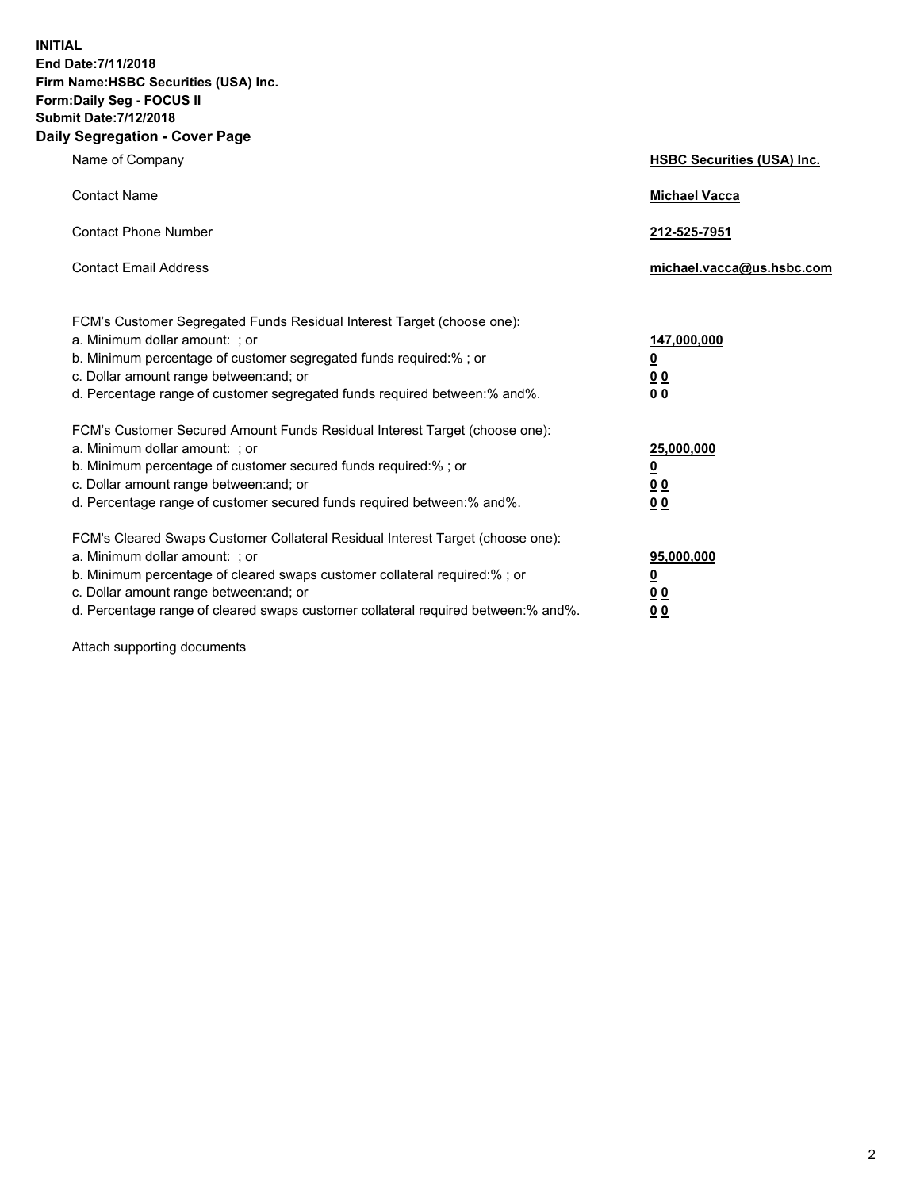**INITIAL**
**End Date:7/11/2018**
**Firm Name:HSBC Securities (USA) Inc.**
**Form:Daily Seg - FOCUS II**
**Submit Date:7/12/2018**

## Daily Segregation - Cover Page

| | |
|---|---|
| Name of Company | **HSBC Securities (USA) Inc.** |
| Contact Name | **Michael Vacca** |
| Contact Phone Number | **212-525-7951** |
| Contact Email Address | **michael.vacca@us.hsbc.com** |

| | |
|---|---|
| FCM's Customer Segregated Funds Residual Interest Target (choose one): | |
| a. Minimum dollar amount: ; or | **147,000,000** |
| b. Minimum percentage of customer segregated funds required:% ; or | **0** |
| c. Dollar amount range between:and; or | **0 0** |
| d. Percentage range of customer segregated funds required between:% and%. | **0 0** |
| FCM's Customer Secured Amount Funds Residual Interest Target (choose one): | |
| a. Minimum dollar amount: ; or | **25,000,000** |
| b. Minimum percentage of customer secured funds required:% ; or | **0** |
| c. Dollar amount range between:and; or | **0 0** |
| d. Percentage range of customer secured funds required between:% and%. | **0 0** |
| FCM's Cleared Swaps Customer Collateral Residual Interest Target (choose one): | |
| a. Minimum dollar amount: ; or | **95,000,000** |
| b. Minimum percentage of cleared swaps customer collateral required:% ; or | **0** |
| c. Dollar amount range between:and; or | **0 0** |
| d. Percentage range of cleared swaps customer collateral required between:% and%. | **0 0** |

Attach supporting documents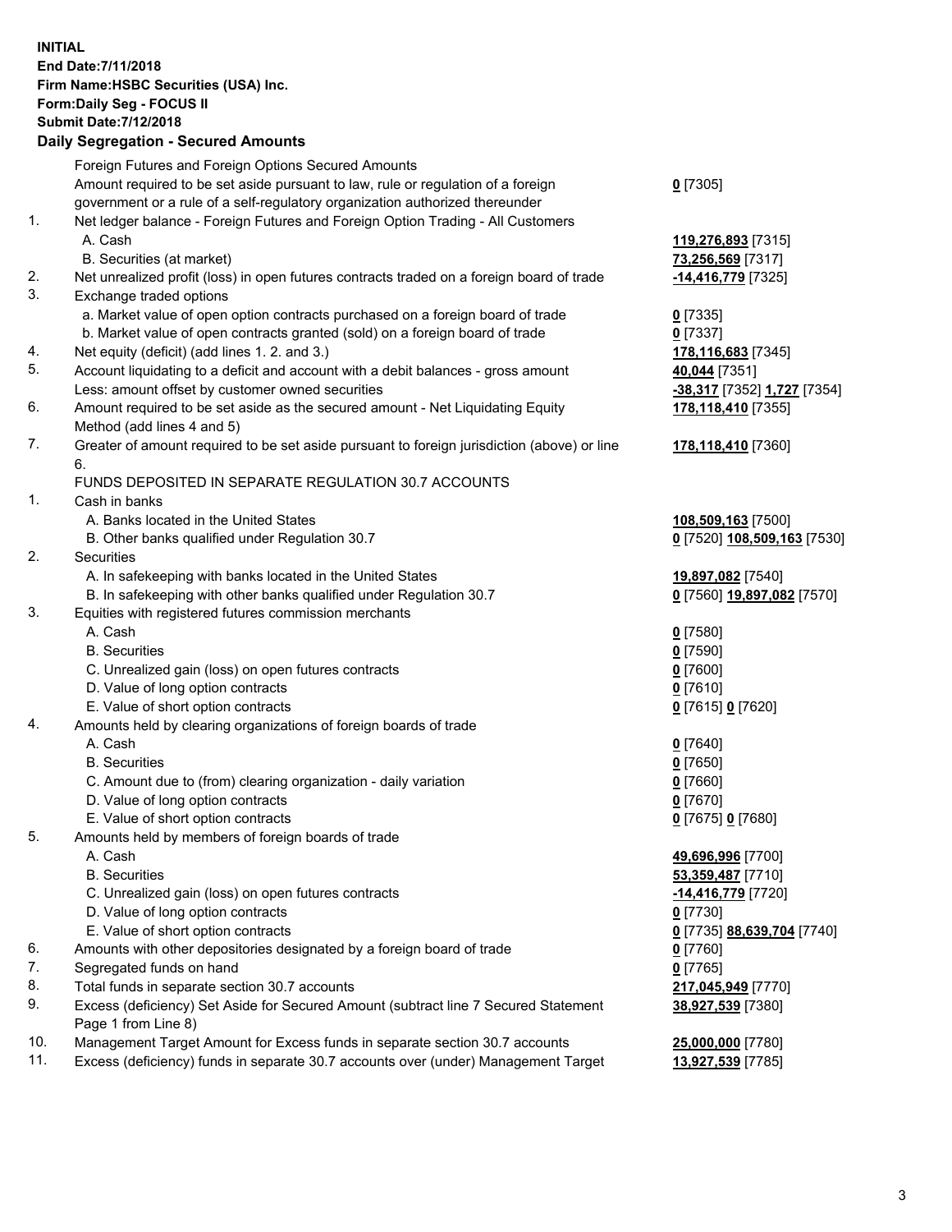**INITIAL**
**End Date:7/11/2018**
**Firm Name:HSBC Securities (USA) Inc.**
**Form:Daily Seg - FOCUS II**
**Submit Date:7/12/2018**

## Daily Segregation - Secured Amounts

| | | |
|---|---|---|
| | Foreign Futures and Foreign Options Secured Amounts | |
| | Amount required to be set aside pursuant to law, rule or regulation of a foreign government or a rule of a self-regulatory organization authorized thereunder | **0** [7305] |
| 1. | Net ledger balance - Foreign Futures and Foreign Option Trading - All Customers | |
| | A. Cash | **119,276,893** [7315] |
| | B. Securities (at market) | **73,256,569** [7317] |
| 2. | Net unrealized profit (loss) in open futures contracts traded on a foreign board of trade | **-14,416,779** [7325] |
| 3. | Exchange traded options | |
| | a. Market value of open option contracts purchased on a foreign board of trade | **0** [7335] |
| | b. Market value of open contracts granted (sold) on a foreign board of trade | **0** [7337] |
| 4. | Net equity (deficit) (add lines 1. 2. and 3.) | **178,116,683** [7345] |
| 5. | Account liquidating to a deficit and account with a debit balances - gross amount | **40,044** [7351] |
| | Less: amount offset by customer owned securities | **-38,317** [7352] **1,727** [7354] |
| 6. | Amount required to be set aside as the secured amount - Net Liquidating Equity Method (add lines 4 and 5) | **178,118,410** [7355] |
| 7. | Greater of amount required to be set aside pursuant to foreign jurisdiction (above) or line 6. | **178,118,410** [7360] |
| | FUNDS DEPOSITED IN SEPARATE REGULATION 30.7 ACCOUNTS | |
| 1. | Cash in banks | |
| | A. Banks located in the United States | **108,509,163** [7500] |
| | B. Other banks qualified under Regulation 30.7 | **0** [7520] **108,509,163** [7530] |
| 2. | Securities | |
| | A. In safekeeping with banks located in the United States | **19,897,082** [7540] |
| | B. In safekeeping with other banks qualified under Regulation 30.7 | **0** [7560] **19,897,082** [7570] |
| 3. | Equities with registered futures commission merchants | |
| | A. Cash | **0** [7580] |
| | B. Securities | **0** [7590] |
| | C. Unrealized gain (loss) on open futures contracts | **0** [7600] |
| | D. Value of long option contracts | **0** [7610] |
| | E. Value of short option contracts | **0** [7615] **0** [7620] |
| 4. | Amounts held by clearing organizations of foreign boards of trade | |
| | A. Cash | **0** [7640] |
| | B. Securities | **0** [7650] |
| | C. Amount due to (from) clearing organization - daily variation | **0** [7660] |
| | D. Value of long option contracts | **0** [7670] |
| | E. Value of short option contracts | **0** [7675] **0** [7680] |
| 5. | Amounts held by members of foreign boards of trade | |
| | A. Cash | **49,696,996** [7700] |
| | B. Securities | **53,359,487** [7710] |
| | C. Unrealized gain (loss) on open futures contracts | **-14,416,779** [7720] |
| | D. Value of long option contracts | **0** [7730] |
| | E. Value of short option contracts | **0** [7735] **88,639,704** [7740] |
| 6. | Amounts with other depositories designated by a foreign board of trade | **0** [7760] |
| 7. | Segregated funds on hand | **0** [7765] |
| 8. | Total funds in separate section 30.7 accounts | **217,045,949** [7770] |
| 9. | Excess (deficiency) Set Aside for Secured Amount (subtract line 7 Secured Statement Page 1 from Line 8) | **38,927,539** [7380] |
| 10. | Management Target Amount for Excess funds in separate section 30.7 accounts | **25,000,000** [7780] |
| 11. | Excess (deficiency) funds in separate 30.7 accounts over (under) Management Target | **13,927,539** [7785] |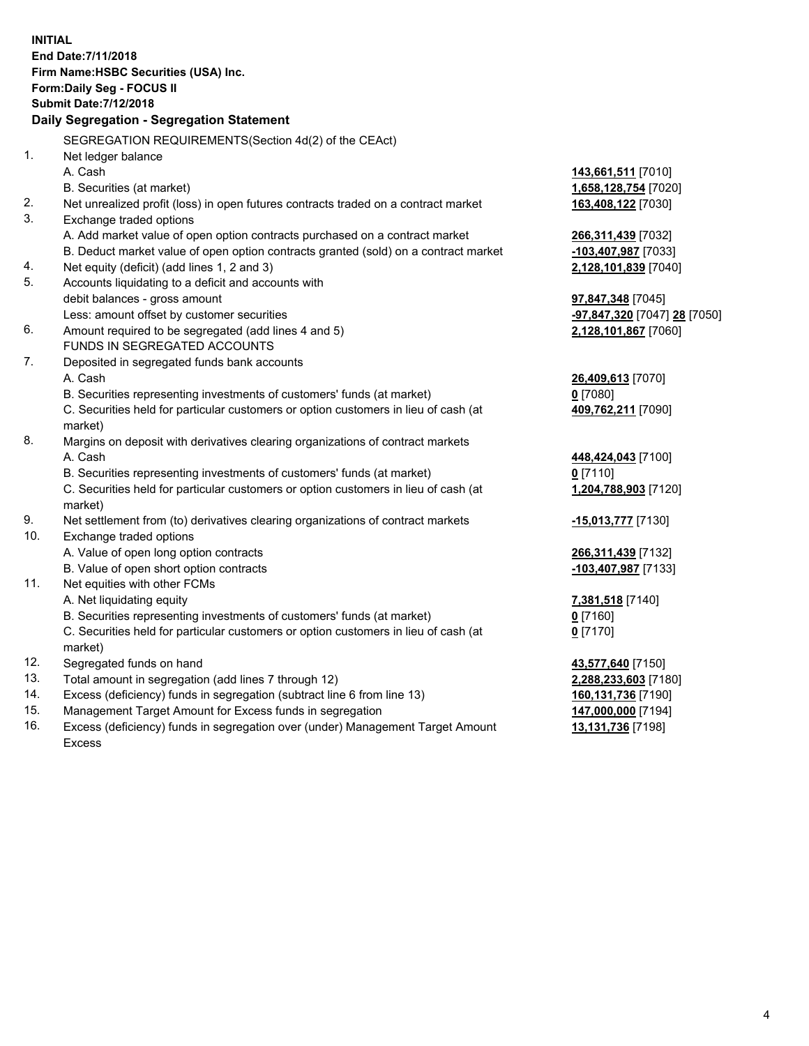**INITIAL**
**End Date:7/11/2018**
**Firm Name:HSBC Securities (USA) Inc.**
**Form:Daily Seg - FOCUS II**
**Submit Date:7/12/2018**

### Daily Segregation - Segregation Statement

| | | |
|---|---|---|
| | SEGREGATION REQUIREMENTS(Section 4d(2) of the CEAct) | |
| 1. | Net ledger balance | |
| | A. Cash | **143,661,511** [7010] |
| | B. Securities (at market) | **1,658,128,754** [7020] |
| 2. | Net unrealized profit (loss) in open futures contracts traded on a contract market | **163,408,122** [7030] |
| 3. | Exchange traded options | |
| | A. Add market value of open option contracts purchased on a contract market | **266,311,439** [7032] |
| | B. Deduct market value of open option contracts granted (sold) on a contract market | **-103,407,987** [7033] |
| 4. | Net equity (deficit) (add lines 1, 2 and 3) | **2,128,101,839** [7040] |
| 5. | Accounts liquidating to a deficit and accounts with debit balances - gross amount | **97,847,348** [7045] |
| | Less: amount offset by customer securities | **-97,847,320** [7047] **28** [7050] |
| 6. | Amount required to be segregated (add lines 4 and 5) | **2,128,101,867** [7060] |
| | FUNDS IN SEGREGATED ACCOUNTS | |
| 7. | Deposited in segregated funds bank accounts | |
| | A. Cash | **26,409,613** [7070] |
| | B. Securities representing investments of customers' funds (at market) | **0** [7080] |
| | C. Securities held for particular customers or option customers in lieu of cash (at market) | **409,762,211** [7090] |
| 8. | Margins on deposit with derivatives clearing organizations of contract markets | |
| | A. Cash | **448,424,043** [7100] |
| | B. Securities representing investments of customers' funds (at market) | **0** [7110] |
| | C. Securities held for particular customers or option customers in lieu of cash (at market) | **1,204,788,903** [7120] |
| 9. | Net settlement from (to) derivatives clearing organizations of contract markets | **-15,013,777** [7130] |
| 10. | Exchange traded options | |
| | A. Value of open long option contracts | **266,311,439** [7132] |
| | B. Value of open short option contracts | **-103,407,987** [7133] |
| 11. | Net equities with other FCMs | |
| | A. Net liquidating equity | **7,381,518** [7140] |
| | B. Securities representing investments of customers' funds (at market) | **0** [7160] |
| | C. Securities held for particular customers or option customers in lieu of cash (at market) | **0** [7170] |
| 12. | Segregated funds on hand | **43,577,640** [7150] |
| 13. | Total amount in segregation (add lines 7 through 12) | **2,288,233,603** [7180] |
| 14. | Excess (deficiency) funds in segregation (subtract line 6 from line 13) | **160,131,736** [7190] |
| 15. | Management Target Amount for Excess funds in segregation | **147,000,000** [7194] |
| 16. | Excess (deficiency) funds in segregation over (under) Management Target Amount Excess | **13,131,736** [7198] |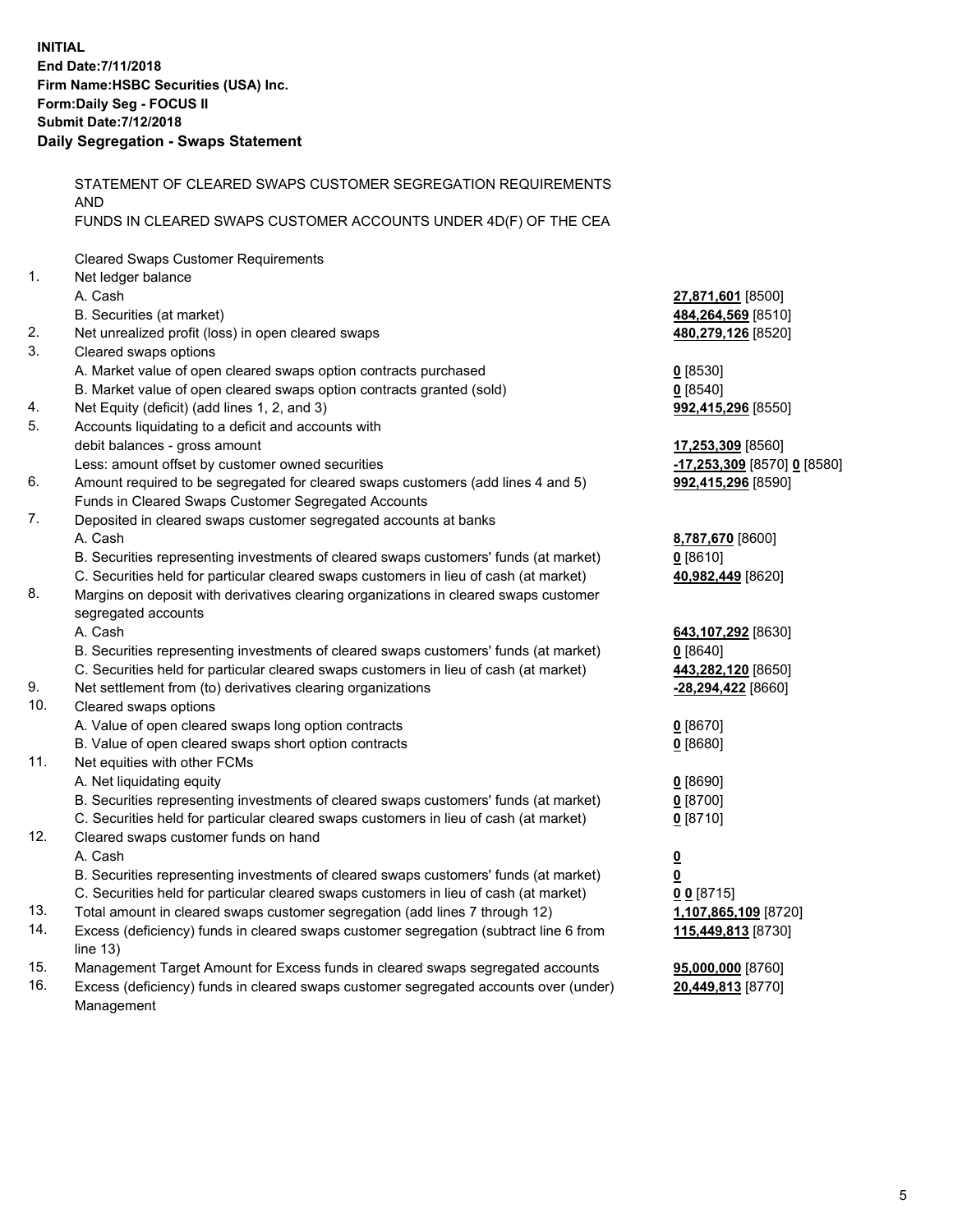**INITIAL**
**End Date:7/11/2018**
**Firm Name:HSBC Securities (USA) Inc.**
**Form:Daily Seg - FOCUS II**
**Submit Date:7/12/2018**
**Daily Segregation - Swaps Statement**

STATEMENT OF CLEARED SWAPS CUSTOMER SEGREGATION REQUIREMENTS AND FUNDS IN CLEARED SWAPS CUSTOMER ACCOUNTS UNDER 4D(F) OF THE CEA

| | | |
|---|---|---|
| | Cleared Swaps Customer Requirements | |
| 1. | Net ledger balance | |
| | A. Cash | **27,871,601** [8500] |
| | B. Securities (at market) | **484,264,569** [8510] |
| 2. | Net unrealized profit (loss) in open cleared swaps | **480,279,126** [8520] |
| 3. | Cleared swaps options | |
| | A. Market value of open cleared swaps option contracts purchased | **0** [8530] |
| | B. Market value of open cleared swaps option contracts granted (sold) | **0** [8540] |
| 4. | Net Equity (deficit) (add lines 1, 2, and 3) | **992,415,296** [8550] |
| 5. | Accounts liquidating to a deficit and accounts with | |
| | debit balances - gross amount | **17,253,309** [8560] |
| | Less: amount offset by customer owned securities | **-17,253,309** [8570] **0** [8580] |
| 6. | Amount required to be segregated for cleared swaps customers (add lines 4 and 5) | **992,415,296** [8590] |
| | Funds in Cleared Swaps Customer Segregated Accounts | |
| 7. | Deposited in cleared swaps customer segregated accounts at banks | |
| | A. Cash | **8,787,670** [8600] |
| | B. Securities representing investments of cleared swaps customers' funds (at market) | **0** [8610] |
| | C. Securities held for particular cleared swaps customers in lieu of cash (at market) | **40,982,449** [8620] |
| 8. | Margins on deposit with derivatives clearing organizations in cleared swaps customer segregated accounts | |
| | A. Cash | **643,107,292** [8630] |
| | B. Securities representing investments of cleared swaps customers' funds (at market) | **0** [8640] |
| | C. Securities held for particular cleared swaps customers in lieu of cash (at market) | **443,282,120** [8650] |
| 9. | Net settlement from (to) derivatives clearing organizations | **-28,294,422** [8660] |
| 10. | Cleared swaps options | |
| | A. Value of open cleared swaps long option contracts | **0** [8670] |
| | B. Value of open cleared swaps short option contracts | **0** [8680] |
| 11. | Net equities with other FCMs | |
| | A. Net liquidating equity | **0** [8690] |
| | B. Securities representing investments of cleared swaps customers' funds (at market) | **0** [8700] |
| | C. Securities held for particular cleared swaps customers in lieu of cash (at market) | **0** [8710] |
| 12. | Cleared swaps customer funds on hand | |
| | A. Cash | **0** |
| | B. Securities representing investments of cleared swaps customers' funds (at market) | **0** |
| | C. Securities held for particular cleared swaps customers in lieu of cash (at market) | **0** **0** [8715] |
| 13. | Total amount in cleared swaps customer segregation (add lines 7 through 12) | **1,107,865,109** [8720] |
| 14. | Excess (deficiency) funds in cleared swaps customer segregation (subtract line 6 from line 13) | **115,449,813** [8730] |
| 15. | Management Target Amount for Excess funds in cleared swaps segregated accounts | **95,000,000** [8760] |
| 16. | Excess (deficiency) funds in cleared swaps customer segregated accounts over (under) Management | **20,449,813** [8770] |